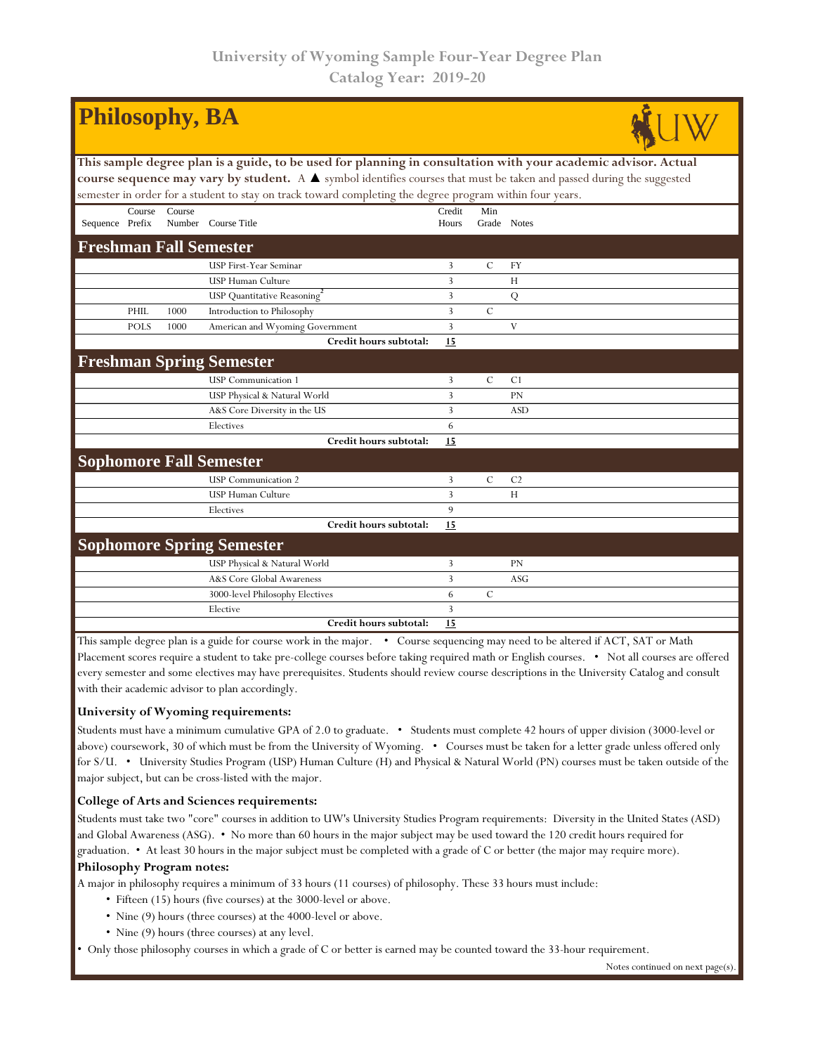University of Wyoming Sample Four-Year Degree Plan
Catalog Year: 2019-20

# Philosophy, BA

**This sample degree plan is a guide, to be used for planning in consultation with your academic advisor. Actual course sequence may vary by student.** A ▲ symbol identifies courses that must be taken and passed during the suggested semester in order for a student to stay on track toward completing the degree program within four years.

| Sequence | Course Prefix | Course Number | Course Title | Credit Hours | Min Grade | Notes |
|---|---|---|---|---|---|---|
| **Freshman Fall Semester** | | | | | | |
| | | | USP First-Year Seminar | 3 | C | FY |
| | | | USP Human Culture | 3 | | H |
| | | | USP Quantitative Reasoning[2] | 3 | | Q |
| | PHIL | 1000 | Introduction to Philosophy | 3 | C | |
| | POLS | 1000 | American and Wyoming Government | 3 | | V |
| | | | **Credit hours subtotal:** | **15** | | |
| **Freshman Spring Semester** | | | | | | |
| | | | USP Communication 1 | 3 | C | C1 |
| | | | USP Physical & Natural World | 3 | | PN |
| | | | A&S Core Diversity in the US | 3 | | ASD |
| | | | Electives | 6 | | |
| | | | **Credit hours subtotal:** | **15** | | |
| **Sophomore Fall Semester** | | | | | | |
| | | | USP Communication 2 | 3 | C | C2 |
| | | | USP Human Culture | 3 | | H |
| | | | Electives | 9 | | |
| | | | **Credit hours subtotal:** | **15** | | |
| **Sophomore Spring Semester** | | | | | | |
| | | | USP Physical & Natural World | 3 | | PN |
| | | | A&S Core Global Awareness | 3 | | ASG |
| | | | 3000-level Philosophy Electives | 6 | C | |
| | | | Elective | 3 | | |
| | | | **Credit hours subtotal:** | **15** | | |

This sample degree plan is a guide for course work in the major. • Course sequencing may need to be altered if ACT, SAT or Math Placement scores require a student to take pre-college courses before taking required math or English courses. • Not all courses are offered every semester and some electives may have prerequisites. Students should review course descriptions in the University Catalog and consult with their academic advisor to plan accordingly.

### University of Wyoming requirements:

Students must have a minimum cumulative GPA of 2.0 to graduate. • Students must complete 42 hours of upper division (3000-level or above) coursework, 30 of which must be from the University of Wyoming. • Courses must be taken for a letter grade unless offered only for S/U. • University Studies Program (USP) Human Culture (H) and Physical & Natural World (PN) courses must be taken outside of the major subject, but can be cross-listed with the major.

### College of Arts and Sciences requirements:

Students must take two "core" courses in addition to UW's University Studies Program requirements: Diversity in the United States (ASD) and Global Awareness (ASG). • No more than 60 hours in the major subject may be used toward the 120 credit hours required for graduation. • At least 30 hours in the major subject must be completed with a grade of C or better (the major may require more).

### Philosophy Program notes:

A major in philosophy requires a minimum of 33 hours (11 courses) of philosophy. These 33 hours must include:

- Fifteen (15) hours (five courses) at the 3000-level or above.
- Nine (9) hours (three courses) at the 4000-level or above.
- Nine (9) hours (three courses) at any level.

• Only those philosophy courses in which a grade of C or better is earned may be counted toward the 33-hour requirement.

Notes continued on next page(s).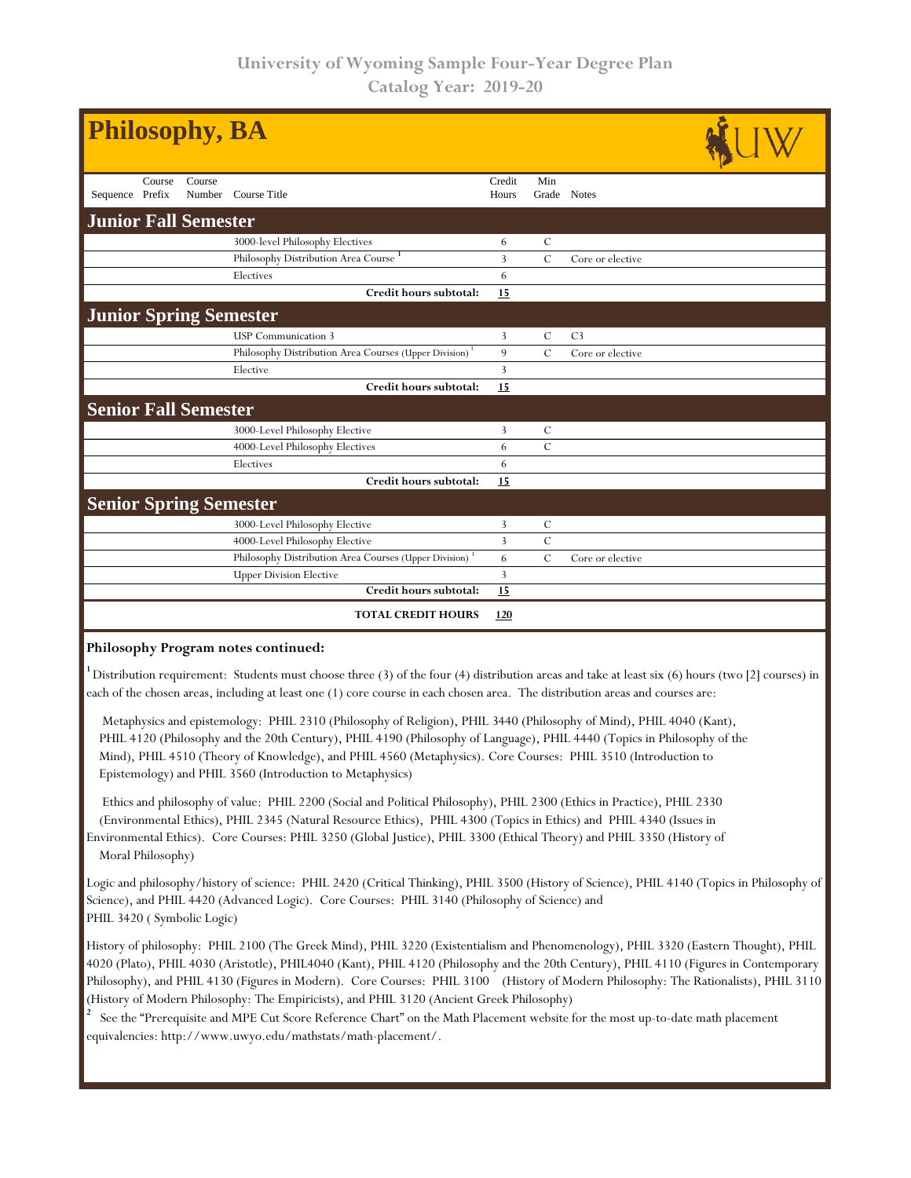# University of Wyoming Sample Four-Year Degree Plan
## Catalog Year: 2019-20

## Philosophy, BA

| Sequence | Course Prefix | Course Number | Course Title | Credit Hours | Min Grade | Notes |
|---|---|---|---|---|---|---|
| **Junior Fall Semester** | | | | | | |
| | | | 3000-level Philosophy Electives | 6 | C | |
| | | | Philosophy Distribution Area Course [1] | 3 | C | Core or elective |
| | | | Electives | 6 | | |
| | | | **Credit hours subtotal:** | **15** | | |
| **Junior Spring Semester** | | | | | | |
| | | | USP Communication 3 | 3 | C | C3 |
| | | | Philosophy Distribution Area Courses (Upper Division) [1] | 9 | C | Core or elective |
| | | | Elective | 3 | | |
| | | | **Credit hours subtotal:** | **15** | | |
| **Senior Fall Semester** | | | | | | |
| | | | 3000-Level Philosophy Elective | 3 | C | |
| | | | 4000-Level Philosophy Electives | 6 | C | |
| | | | Electives | 6 | | |
| | | | **Credit hours subtotal:** | **15** | | |
| **Senior Spring Semester** | | | | | | |
| | | | 3000-Level Philosophy Elective | 3 | C | |
| | | | 4000-Level Philosophy Elective | 3 | C | |
| | | | Philosophy Distribution Area Courses (Upper Division) [1] | 6 | C | Core or elective |
| | | | Upper Division Elective | 3 | | |
| | | | **Credit hours subtotal:** | **15** | | |
| | | | **TOTAL CREDIT HOURS** | **120** | | |

**Philosophy Program notes continued:**

[1] Distribution requirement: Students must choose three (3) of the four (4) distribution areas and take at least six (6) hours (two [2] courses) in each of the chosen areas, including at least one (1) core course in each chosen area. The distribution areas and courses are:

Metaphysics and epistemology: PHIL 2310 (Philosophy of Religion), PHIL 3440 (Philosophy of Mind), PHIL 4040 (Kant), PHIL 4120 (Philosophy and the 20th Century), PHIL 4190 (Philosophy of Language), PHIL 4440 (Topics in Philosophy of the Mind), PHIL 4510 (Theory of Knowledge), and PHIL 4560 (Metaphysics). Core Courses: PHIL 3510 (Introduction to Epistemology) and PHIL 3560 (Introduction to Metaphysics)

Ethics and philosophy of value: PHIL 2200 (Social and Political Philosophy), PHIL 2300 (Ethics in Practice), PHIL 2330 (Environmental Ethics), PHIL 2345 (Natural Resource Ethics), PHIL 4300 (Topics in Ethics) and PHIL 4340 (Issues in Environmental Ethics). Core Courses: PHIL 3250 (Global Justice), PHIL 3300 (Ethical Theory) and PHIL 3350 (History of Moral Philosophy)

Logic and philosophy/history of science: PHIL 2420 (Critical Thinking), PHIL 3500 (History of Science), PHIL 4140 (Topics in Philosophy of Science), and PHIL 4420 (Advanced Logic). Core Courses: PHIL 3140 (Philosophy of Science) and PHIL 3420 ( Symbolic Logic)

History of philosophy: PHIL 2100 (The Greek Mind), PHIL 3220 (Existentialism and Phenomenology), PHIL 3320 (Eastern Thought), PHIL 4020 (Plato), PHIL 4030 (Aristotle), PHIL4040 (Kant), PHIL 4120 (Philosophy and the 20th Century), PHIL 4110 (Figures in Contemporary Philosophy), and PHIL 4130 (Figures in Modern). Core Courses: PHIL 3100 (History of Modern Philosophy: The Rationalists), PHIL 3110 (History of Modern Philosophy: The Empiricists), and PHIL 3120 (Ancient Greek Philosophy)

[2] See the "Prerequisite and MPE Cut Score Reference Chart" on the Math Placement website for the most up-to-date math placement equivalencies: http://www.uwyo.edu/mathstats/math-placement/.